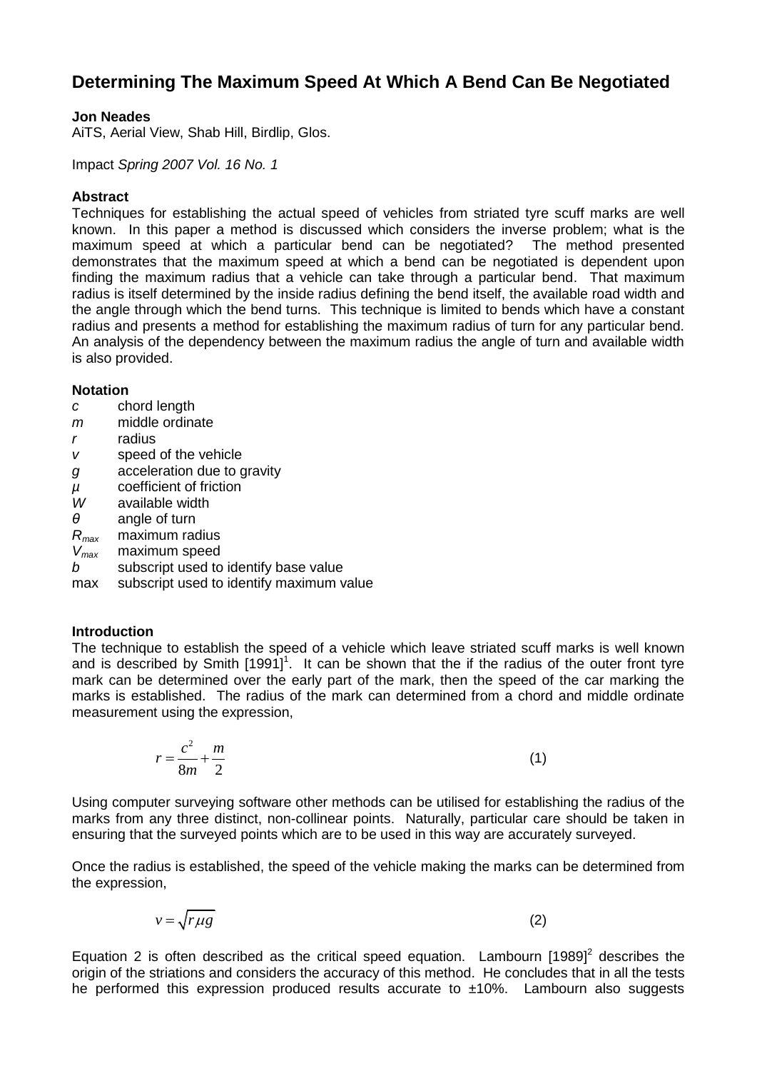# Determining The Maximum Speed At Which A Bend Can Be Negotiated

**Jon Neades**
AiTS, Aerial View, Shab Hill, Birdlip, Glos.

Impact *Spring 2007 Vol. 16 No. 1*

### Abstract

Techniques for establishing the actual speed of vehicles from striated tyre scuff marks are well known. In this paper a method is discussed which considers the inverse problem; what is the maximum speed at which a particular bend can be negotiated? The method presented demonstrates that the maximum speed at which a bend can be negotiated is dependent upon finding the maximum radius that a vehicle can take through a particular bend. That maximum radius is itself determined by the inside radius defining the bend itself, the available road width and the angle through which the bend turns. This technique is limited to bends which have a constant radius and presents a method for establishing the maximum radius of turn for any particular bend. An analysis of the dependency between the maximum radius the angle of turn and available width is also provided.

### Notation

- $c$ chord length
- $m$ middle ordinate
- $r$ radius
- $v$ speed of the vehicle
- $g$ acceleration due to gravity
- $\mu$ coefficient of friction
- $W$ available width
- $\theta$ angle of turn
- $R_{max}$ maximum radius
- $V_{max}$ maximum speed
- $b$ subscript used to identify base value
- max subscript used to identify maximum value

### Introduction

The technique to establish the speed of a vehicle which leave striated scuff marks is well known and is described by Smith [1991][1]. It can be shown that the if the radius of the outer front tyre mark can be determined over the early part of the mark, then the speed of the car marking the marks is established. The radius of the mark can determined from a chord and middle ordinate measurement using the expression,

$$r = \frac{c^2}{8m} + \frac{m}{2} \qquad (1)$$

Using computer surveying software other methods can be utilised for establishing the radius of the marks from any three distinct, non-collinear points. Naturally, particular care should be taken in ensuring that the surveyed points which are to be used in this way are accurately surveyed.

Once the radius is established, the speed of the vehicle making the marks can be determined from the expression,

$$v = \sqrt{r\mu g} \qquad (2)$$

Equation 2 is often described as the critical speed equation. Lambourn [1989][2] describes the origin of the striations and considers the accuracy of this method. He concludes that in all the tests he performed this expression produced results accurate to ±10%. Lambourn also suggests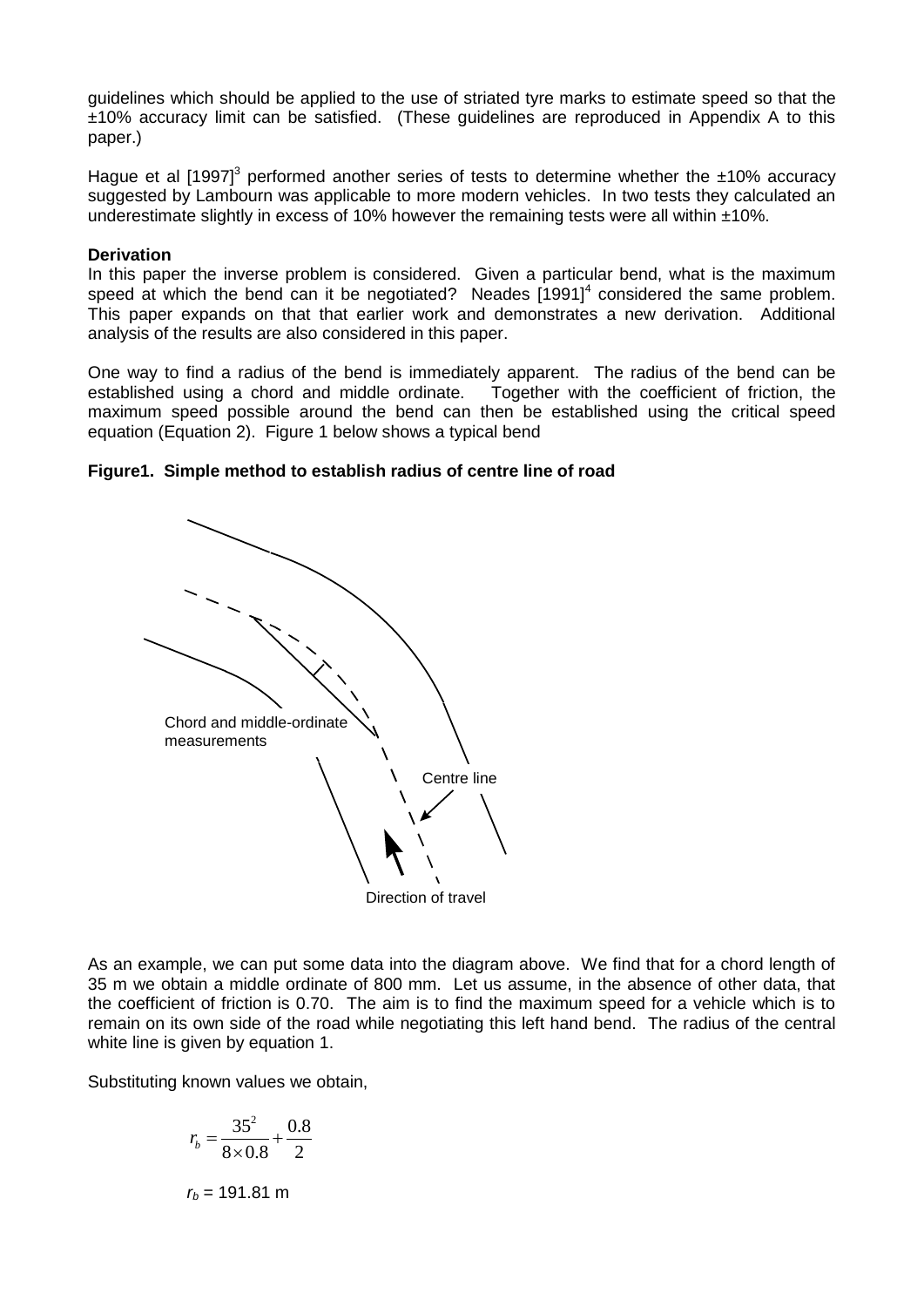guidelines which should be applied to the use of striated tyre marks to estimate speed so that the ±10% accuracy limit can be satisfied. (These guidelines are reproduced in Appendix A to this paper.)

Hague et al [1997][3] performed another series of tests to determine whether the ±10% accuracy suggested by Lambourn was applicable to more modern vehicles. In two tests they calculated an underestimate slightly in excess of 10% however the remaining tests were all within ±10%.

**Derivation**

In this paper the inverse problem is considered. Given a particular bend, what is the maximum speed at which the bend can it be negotiated? Neades [1991][4] considered the same problem. This paper expands on that that earlier work and demonstrates a new derivation. Additional analysis of the results are also considered in this paper.

One way to find a radius of the bend is immediately apparent. The radius of the bend can be established using a chord and middle ordinate. Together with the coefficient of friction, the maximum speed possible around the bend can then be established using the critical speed equation (Equation 2). Figure 1 below shows a typical bend

**Figure1. Simple method to establish radius of centre line of road**

Chord and middle-ordinate measurements

Centre line

Direction of travel

As an example, we can put some data into the diagram above. We find that for a chord length of 35 m we obtain a middle ordinate of 800 mm. Let us assume, in the absence of other data, that the coefficient of friction is 0.70. The aim is to find the maximum speed for a vehicle which is to remain on its own side of the road while negotiating this left hand bend. The radius of the central white line is given by equation 1.

Substituting known values we obtain,

$$r_b = \frac{35^2}{8 \times 0.8} + \frac{0.8}{2}$$

$r_b$ = 191.81 m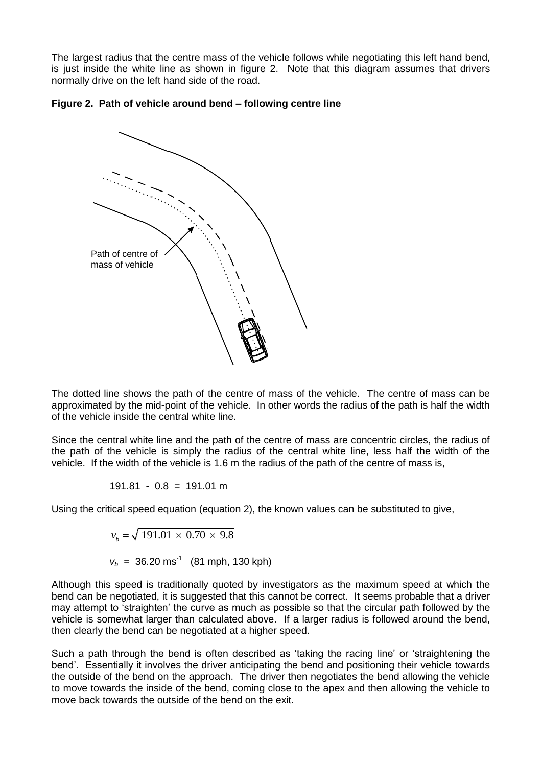The largest radius that the centre mass of the vehicle follows while negotiating this left hand bend, is just inside the white line as shown in figure 2. Note that this diagram assumes that drivers normally drive on the left hand side of the road.

**Figure 2. Path of vehicle around bend – following centre line**

Path of centre of mass of vehicle

The dotted line shows the path of the centre of mass of the vehicle. The centre of mass can be approximated by the mid-point of the vehicle. In other words the radius of the path is half the width of the vehicle inside the central white line.

Since the central white line and the path of the centre of mass are concentric circles, the radius of the path of the vehicle is simply the radius of the central white line, less half the width of the vehicle. If the width of the vehicle is 1.6 m the radius of the path of the centre of mass is,

$$191.81 - 0.8 = 191.01 \text{ m}$$

Using the critical speed equation (equation 2), the known values can be substituted to give,

$$v_b = \sqrt{191.01 \times 0.70 \times 9.8}$$

$$v_b = 36.20 \text{ ms}^{-1} \quad \text{(81 mph, 130 kph)}$$

Although this speed is traditionally quoted by investigators as the maximum speed at which the bend can be negotiated, it is suggested that this cannot be correct. It seems probable that a driver may attempt to 'straighten' the curve as much as possible so that the circular path followed by the vehicle is somewhat larger than calculated above. If a larger radius is followed around the bend, then clearly the bend can be negotiated at a higher speed.

Such a path through the bend is often described as 'taking the racing line' or 'straightening the bend'. Essentially it involves the driver anticipating the bend and positioning their vehicle towards the outside of the bend on the approach. The driver then negotiates the bend allowing the vehicle to move towards the inside of the bend, coming close to the apex and then allowing the vehicle to move back towards the outside of the bend on the exit.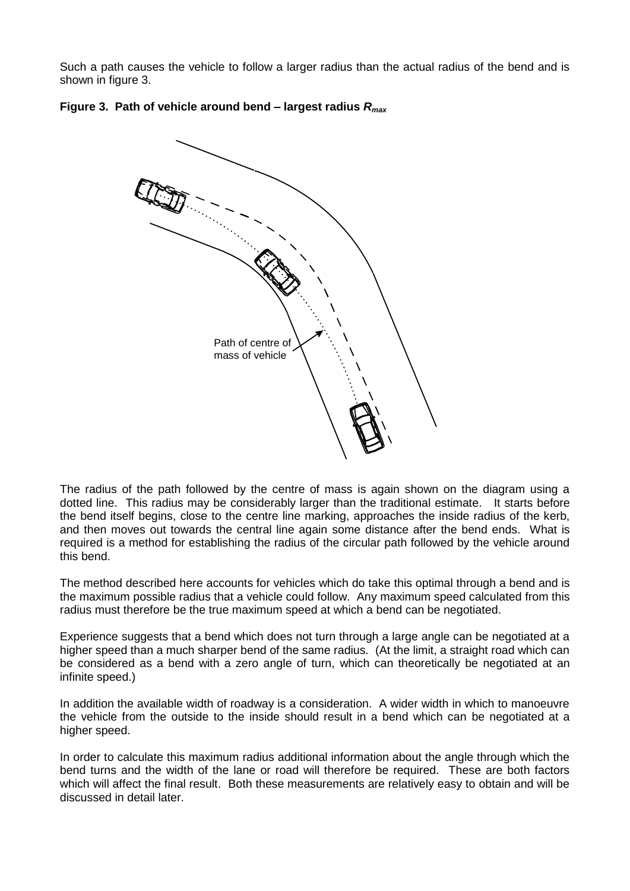Such a path causes the vehicle to follow a larger radius than the actual radius of the bend and is shown in figure 3.

**Figure 3. Path of vehicle around bend – largest radius *$R_{max}$***

Path of centre of mass of vehicle

The radius of the path followed by the centre of mass is again shown on the diagram using a dotted line. This radius may be considerably larger than the traditional estimate. It starts before the bend itself begins, close to the centre line marking, approaches the inside radius of the kerb, and then moves out towards the central line again some distance after the bend ends. What is required is a method for establishing the radius of the circular path followed by the vehicle around this bend.

The method described here accounts for vehicles which do take this optimal through a bend and is the maximum possible radius that a vehicle could follow. Any maximum speed calculated from this radius must therefore be the true maximum speed at which a bend can be negotiated.

Experience suggests that a bend which does not turn through a large angle can be negotiated at a higher speed than a much sharper bend of the same radius. (At the limit, a straight road which can be considered as a bend with a zero angle of turn, which can theoretically be negotiated at an infinite speed.)

In addition the available width of roadway is a consideration. A wider width in which to manoeuvre the vehicle from the outside to the inside should result in a bend which can be negotiated at a higher speed.

In order to calculate this maximum radius additional information about the angle through which the bend turns and the width of the lane or road will therefore be required. These are both factors which will affect the final result. Both these measurements are relatively easy to obtain and will be discussed in detail later.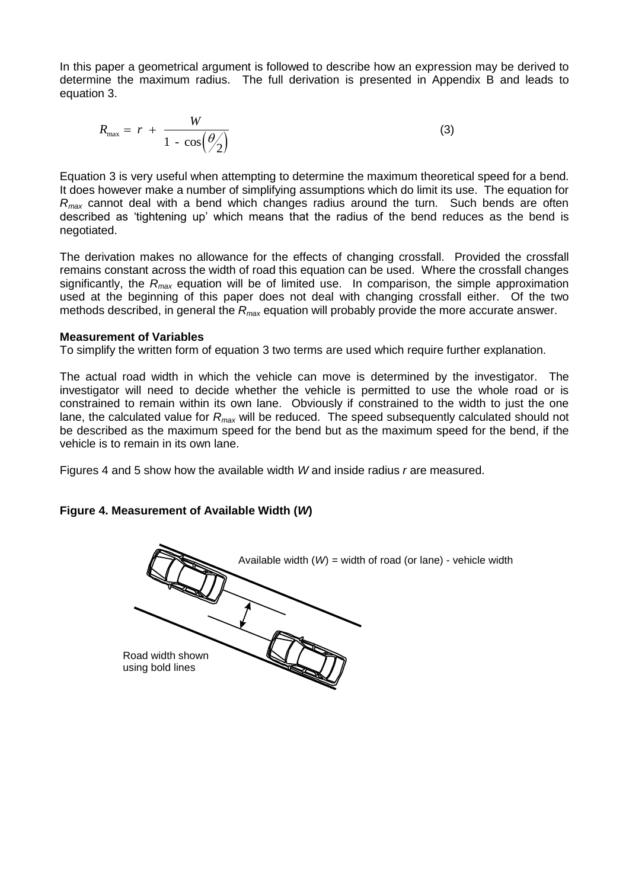In this paper a geometrical argument is followed to describe how an expression may be derived to determine the maximum radius. The full derivation is presented in Appendix B and leads to equation 3.

$$R_{\max} = r + \frac{W}{1 - \cos\left(\theta/2\right)} \tag{3}$$

Equation 3 is very useful when attempting to determine the maximum theoretical speed for a bend. It does however make a number of simplifying assumptions which do limit its use. The equation for $R_{max}$ cannot deal with a bend which changes radius around the turn. Such bends are often described as 'tightening up' which means that the radius of the bend reduces as the bend is negotiated.

The derivation makes no allowance for the effects of changing crossfall. Provided the crossfall remains constant across the width of road this equation can be used. Where the crossfall changes significantly, the $R_{max}$ equation will be of limited use. In comparison, the simple approximation used at the beginning of this paper does not deal with changing crossfall either. Of the two methods described, in general the $R_{max}$ equation will probably provide the more accurate answer.

**Measurement of Variables**

To simplify the written form of equation 3 two terms are used which require further explanation.

The actual road width in which the vehicle can move is determined by the investigator. The investigator will need to decide whether the vehicle is permitted to use the whole road or is constrained to remain within its own lane. Obviously if constrained to the width to just the one lane, the calculated value for $R_{max}$ will be reduced. The speed subsequently calculated should not be described as the maximum speed for the bend but as the maximum speed for the bend, if the vehicle is to remain in its own lane.

Figures 4 and 5 show how the available width $W$ and inside radius $r$ are measured.

**Figure 4. Measurement of Available Width (*W*)**

Available width ($W$) = width of road (or lane) - vehicle width

Road width shown using bold lines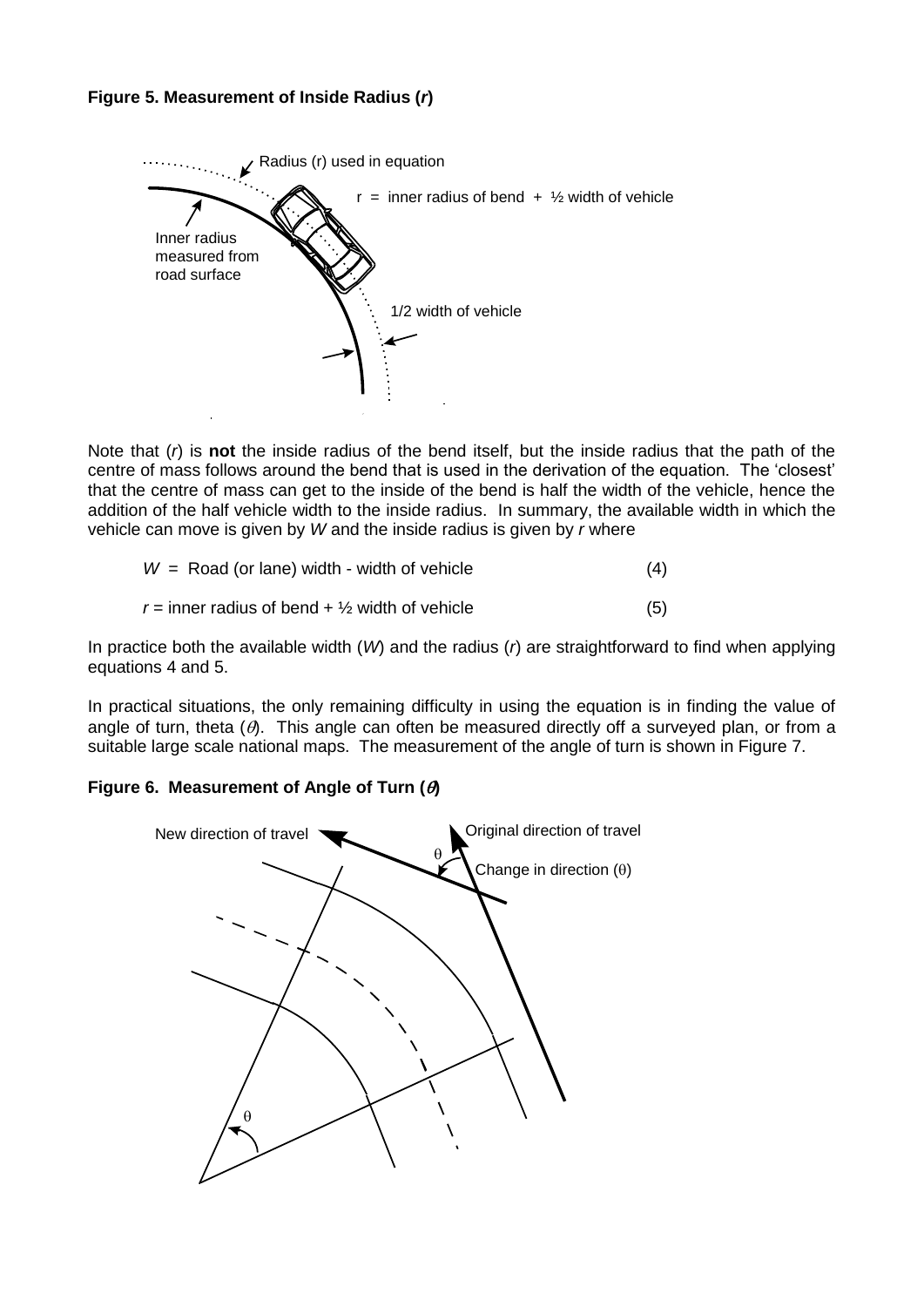**Figure 5. Measurement of Inside Radius (*r*)**

Note that (*r*) is **not** the inside radius of the bend itself, but the inside radius that the path of the centre of mass follows around the bend that is used in the derivation of the equation. The 'closest' that the centre of mass can get to the inside of the bend is half the width of the vehicle, hence the addition of the half vehicle width to the inside radius. In summary, the available width in which the vehicle can move is given by *W* and the inside radius is given by *r* where

$$W = \text{Road (or lane) width - width of vehicle} \qquad (4)$$

$$r = \text{inner radius of bend} + \tfrac{1}{2}\text{ width of vehicle} \qquad (5)$$

In practice both the available width (*W*) and the radius (*r*) are straightforward to find when applying equations 4 and 5.

In practical situations, the only remaining difficulty in using the equation is in finding the value of angle of turn, theta ($\theta$). This angle can often be measured directly off a surveyed plan, or from a suitable large scale national maps. The measurement of the angle of turn is shown in Figure 7.

**Figure 6. Measurement of Angle of Turn ($\theta$)**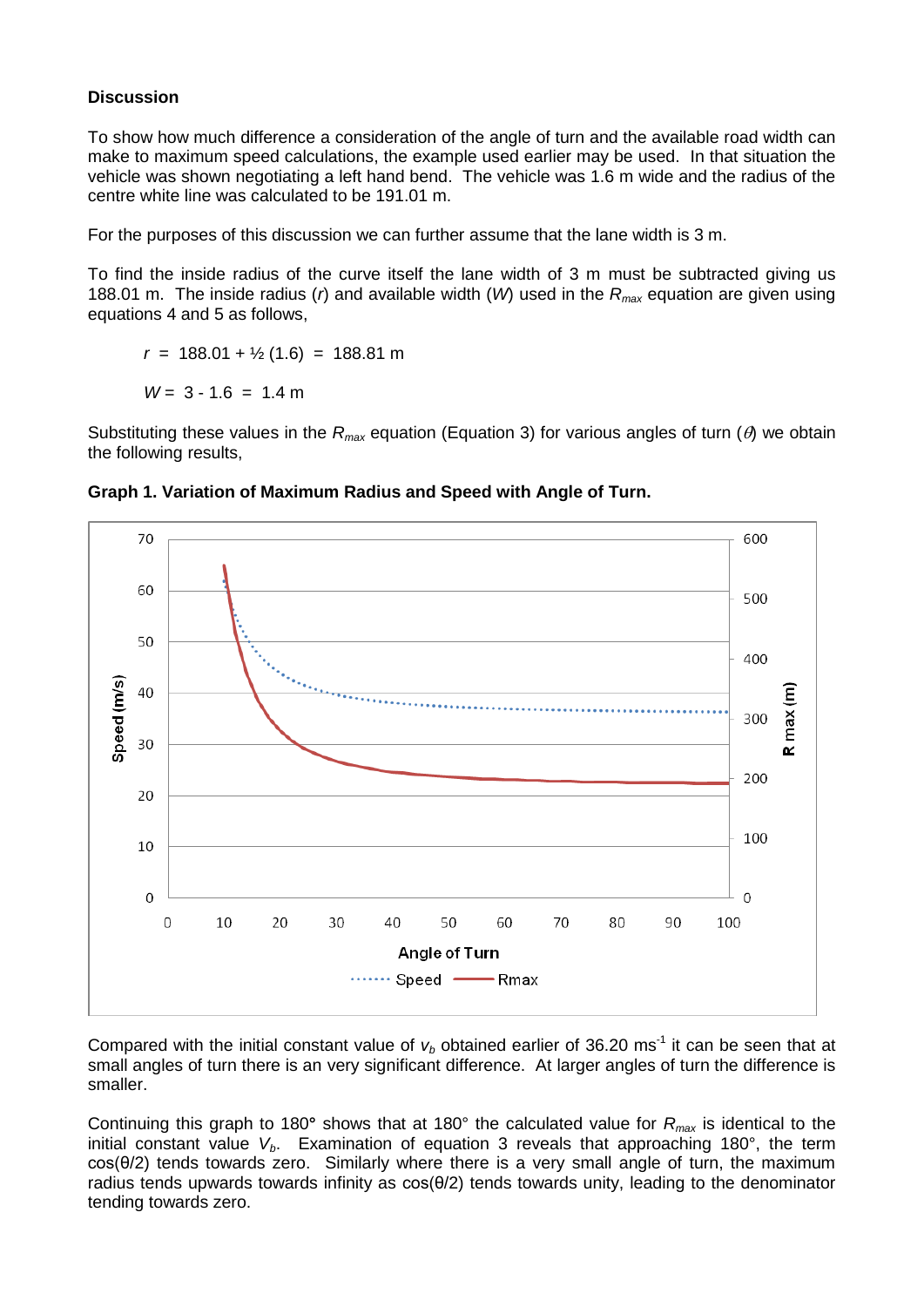**Discussion**

To show how much difference a consideration of the angle of turn and the available road width can make to maximum speed calculations, the example used earlier may be used. In that situation the vehicle was shown negotiating a left hand bend. The vehicle was 1.6 m wide and the radius of the centre white line was calculated to be 191.01 m.

For the purposes of this discussion we can further assume that the lane width is 3 m.

To find the inside radius of the curve itself the lane width of 3 m must be subtracted giving us 188.01 m. The inside radius (*r*) and available width (*W*) used in the $R_{max}$ equation are given using equations 4 and 5 as follows,

$$r = 188.01 + ½ (1.6) = 188.81 \text{ m}$$

$$W = 3 - 1.6 = 1.4 \text{ m}$$

Substituting these values in the $R_{max}$ equation (Equation 3) for various angles of turn ($\theta$) we obtain the following results,

**Graph 1. Variation of Maximum Radius and Speed with Angle of Turn.**

Compared with the initial constant value of $v_b$ obtained earlier of 36.20 ms$^{-1}$ it can be seen that at small angles of turn there is an very significant difference. At larger angles of turn the difference is smaller.

Continuing this graph to 180° shows that at 180° the calculated value for $R_{max}$ is identical to the initial constant value $V_b$. Examination of equation 3 reveals that approaching 180°, the term cos(θ/2) tends towards zero. Similarly where there is a very small angle of turn, the maximum radius tends upwards towards infinity as cos(θ/2) tends towards unity, leading to the denominator tending towards zero.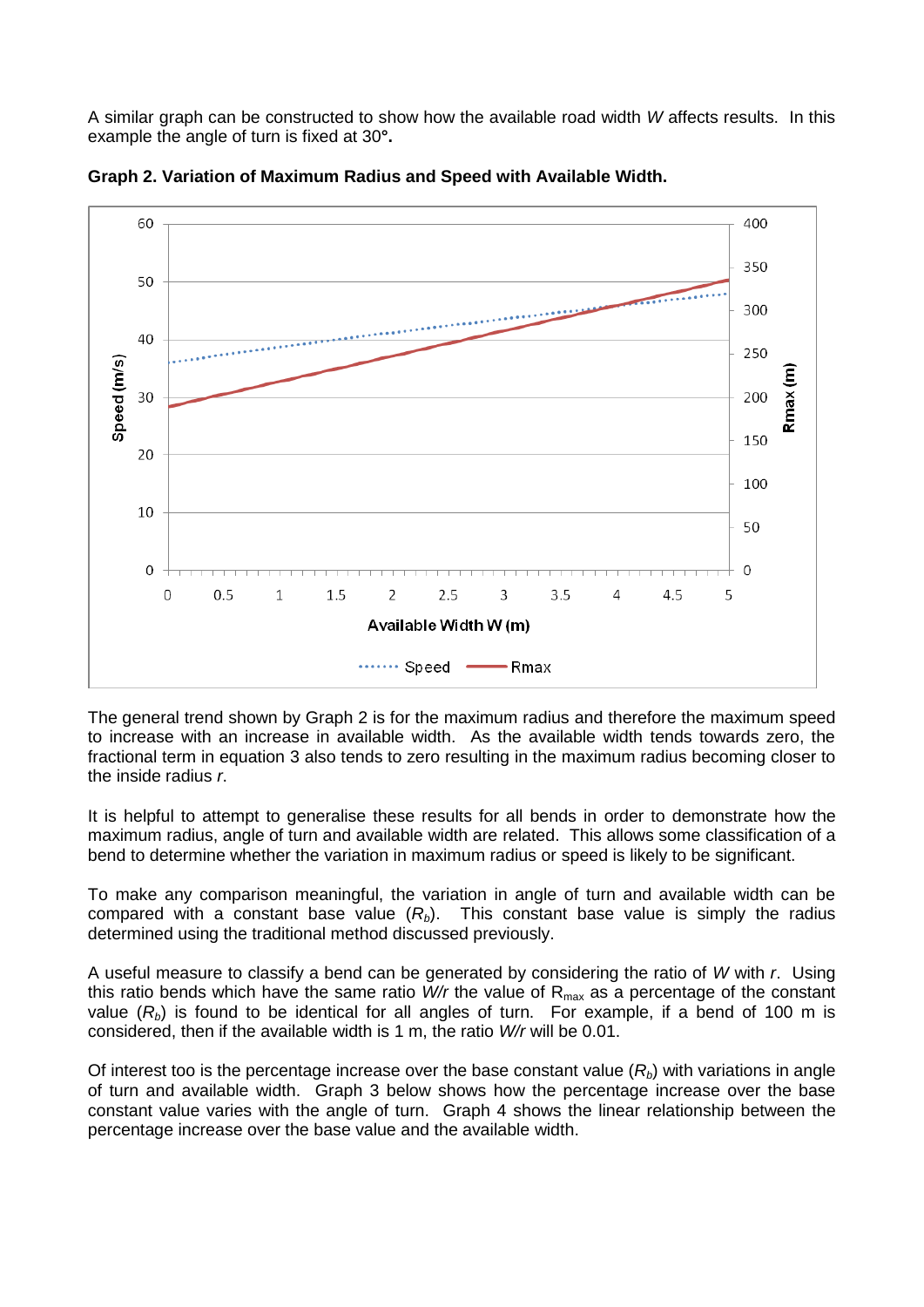A similar graph can be constructed to show how the available road width $W$ affects results. In this example the angle of turn is fixed at 30°.

**Graph 2. Variation of Maximum Radius and Speed with Available Width.**

The general trend shown by Graph 2 is for the maximum radius and therefore the maximum speed to increase with an increase in available width. As the available width tends towards zero, the fractional term in equation 3 also tends to zero resulting in the maximum radius becoming closer to the inside radius $r$.

It is helpful to attempt to generalise these results for all bends in order to demonstrate how the maximum radius, angle of turn and available width are related. This allows some classification of a bend to determine whether the variation in maximum radius or speed is likely to be significant.

To make any comparison meaningful, the variation in angle of turn and available width can be compared with a constant base value ($R_b$). This constant base value is simply the radius determined using the traditional method discussed previously.

A useful measure to classify a bend can be generated by considering the ratio of $W$ with $r$. Using this ratio bends which have the same ratio $W/r$ the value of $R_{max}$ as a percentage of the constant value ($R_b$) is found to be identical for all angles of turn. For example, if a bend of 100 m is considered, then if the available width is 1 m, the ratio $W/r$ will be 0.01.

Of interest too is the percentage increase over the base constant value ($R_b$) with variations in angle of turn and available width. Graph 3 below shows how the percentage increase over the base constant value varies with the angle of turn. Graph 4 shows the linear relationship between the percentage increase over the base value and the available width.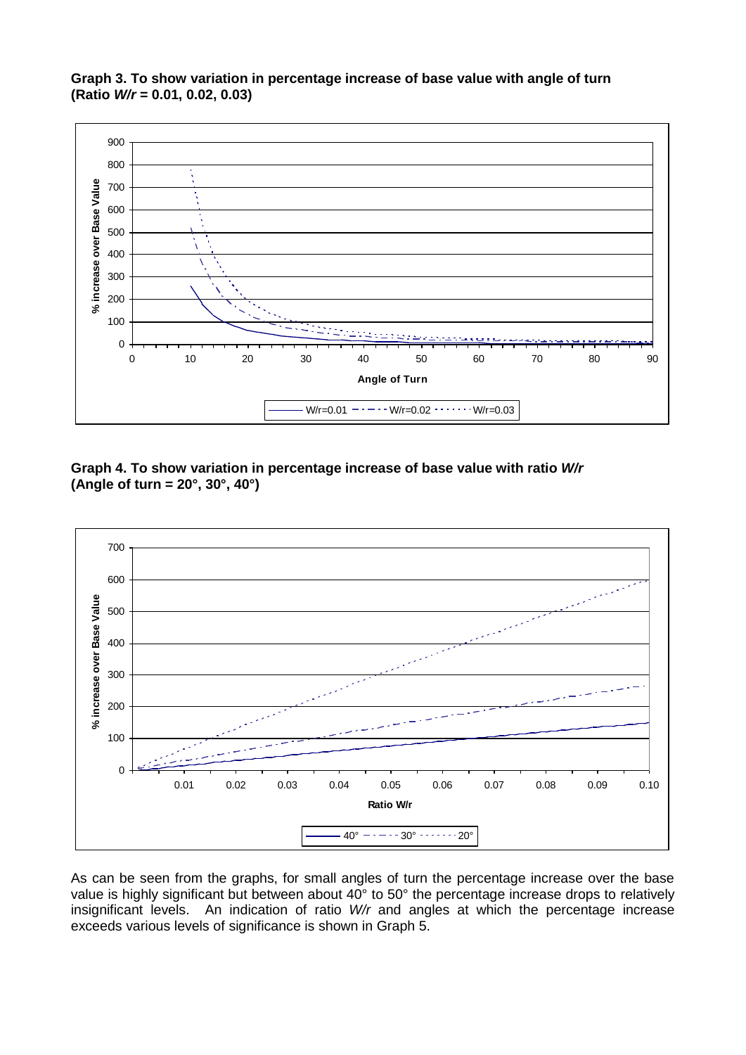**Graph 3. To show variation in percentage increase of base value with angle of turn (Ratio *W/r* = 0.01, 0.02, 0.03)**

**Graph 4. To show variation in percentage increase of base value with ratio *W/r* (Angle of turn = 20°, 30°, 40°)**

As can be seen from the graphs, for small angles of turn the percentage increase over the base value is highly significant but between about 40° to 50° the percentage increase drops to relatively insignificant levels. An indication of ratio *W/r* and angles at which the percentage increase exceeds various levels of significance is shown in Graph 5.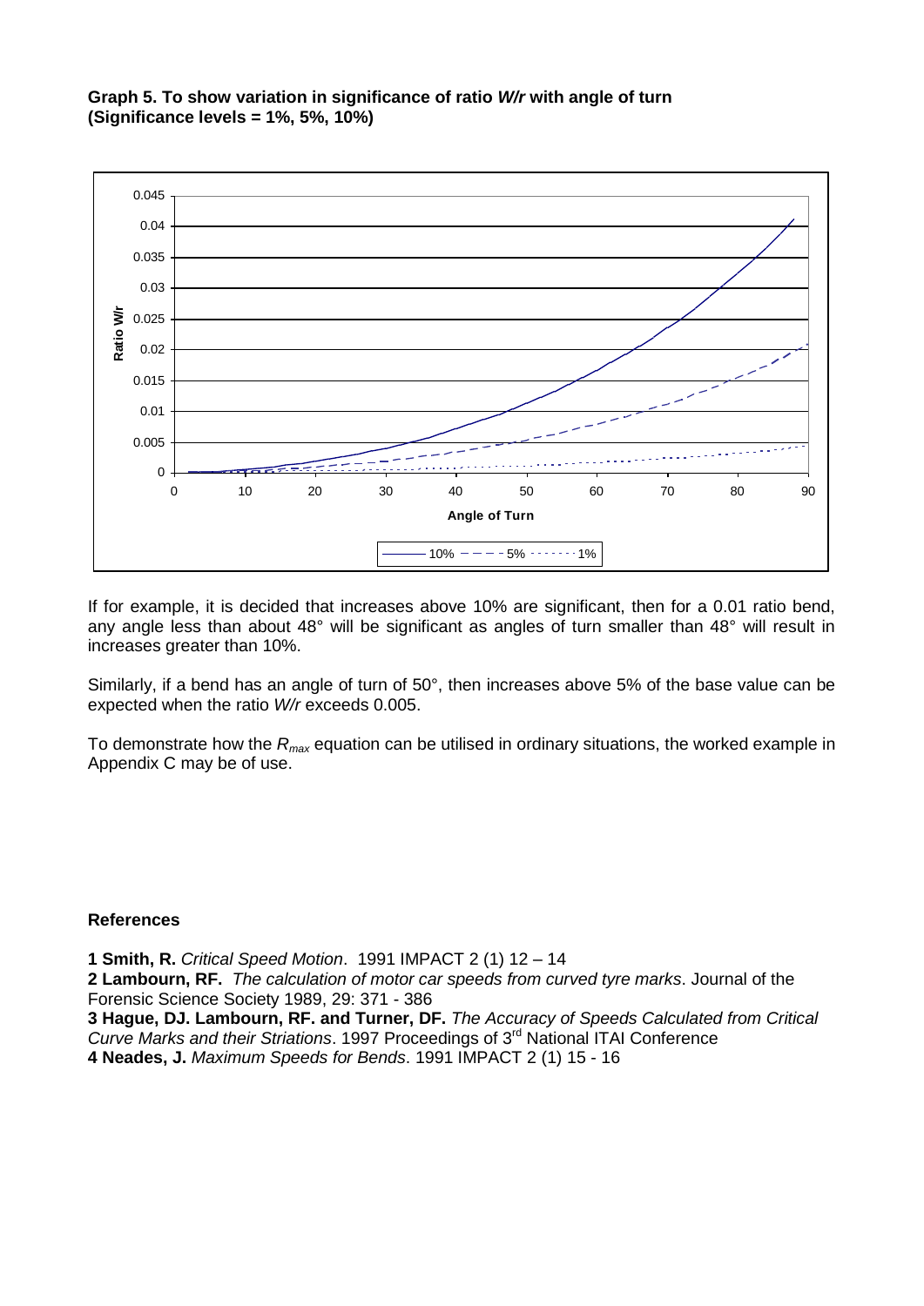**Graph 5. To show variation in significance of ratio *W/r* with angle of turn (Significance levels = 1%, 5%, 10%)**

If for example, it is decided that increases above 10% are significant, then for a 0.01 ratio bend, any angle less than about 48° will be significant as angles of turn smaller than 48° will result in increases greater than 10%.

Similarly, if a bend has an angle of turn of 50°, then increases above 5% of the base value can be expected when the ratio *W/r* exceeds 0.005.

To demonstrate how the $R_{max}$ equation can be utilised in ordinary situations, the worked example in Appendix C may be of use.

## References

**1 Smith, R.** *Critical Speed Motion*. 1991 IMPACT 2 (1) 12 – 14

**2 Lambourn, RF.** *The calculation of motor car speeds from curved tyre marks*. Journal of the Forensic Science Society 1989, 29: 371 - 386

**3 Hague, DJ. Lambourn, RF. and Turner, DF.** *The Accuracy of Speeds Calculated from Critical Curve Marks and their Striations*. 1997 Proceedings of 3rd National ITAI Conference

**4 Neades, J.** *Maximum Speeds for Bends*. 1991 IMPACT 2 (1) 15 - 16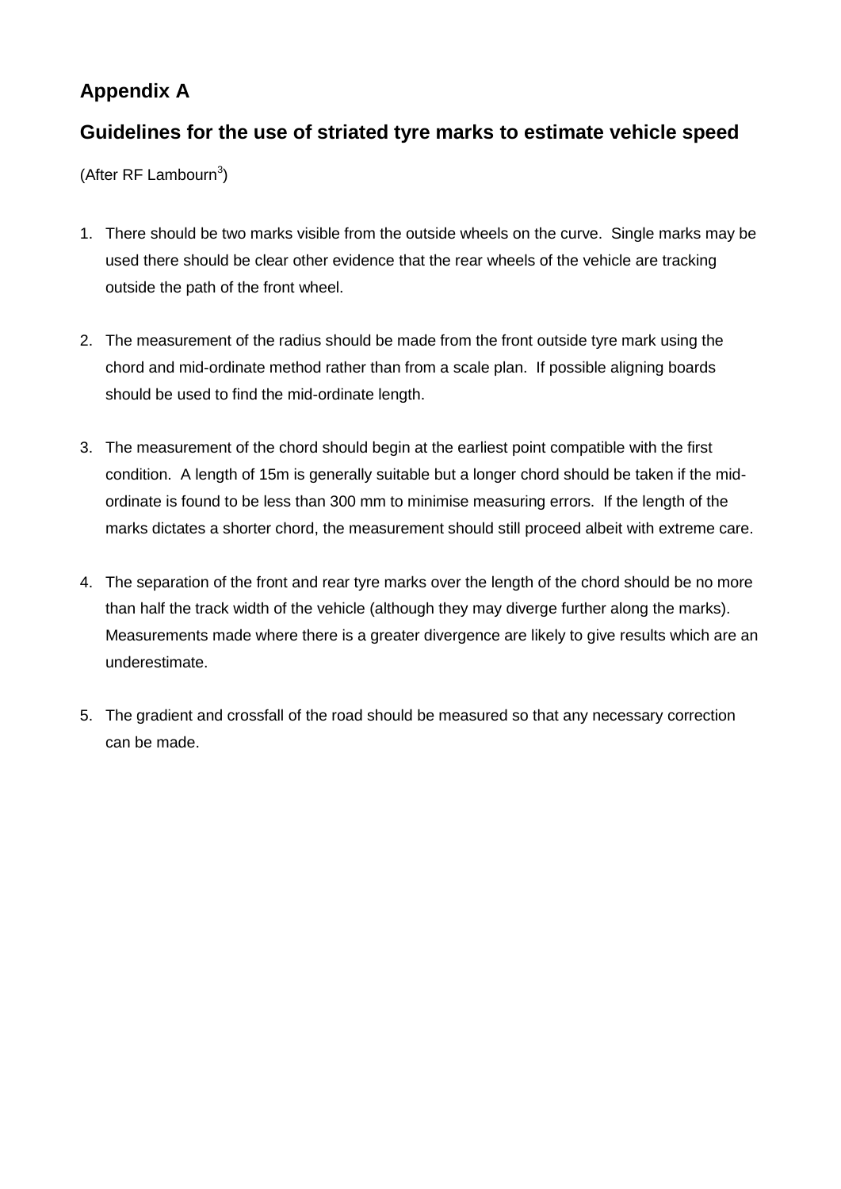## Appendix A

## Guidelines for the use of striated tyre marks to estimate vehicle speed

(After RF Lambourn[3])

1. There should be two marks visible from the outside wheels on the curve. Single marks may be used there should be clear other evidence that the rear wheels of the vehicle are tracking outside the path of the front wheel.

2. The measurement of the radius should be made from the front outside tyre mark using the chord and mid-ordinate method rather than from a scale plan. If possible aligning boards should be used to find the mid-ordinate length.

3. The measurement of the chord should begin at the earliest point compatible with the first condition. A length of 15m is generally suitable but a longer chord should be taken if the mid-ordinate is found to be less than 300 mm to minimise measuring errors. If the length of the marks dictates a shorter chord, the measurement should still proceed albeit with extreme care.

4. The separation of the front and rear tyre marks over the length of the chord should be no more than half the track width of the vehicle (although they may diverge further along the marks). Measurements made where there is a greater divergence are likely to give results which are an underestimate.

5. The gradient and crossfall of the road should be measured so that any necessary correction can be made.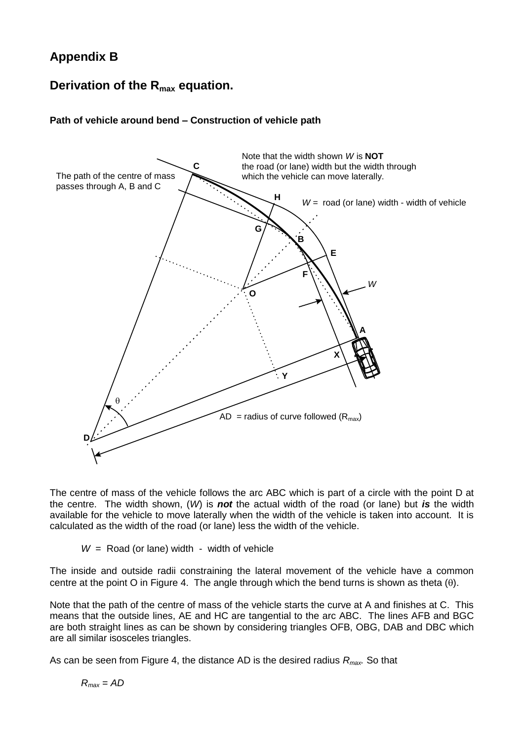## Appendix B

## Derivation of the $R_{max}$ equation.

**Path of vehicle around bend – Construction of vehicle path**

Note that the width shown *W* is **NOT** the road (or lane) width but the width through which the vehicle can move laterally.

The path of the centre of mass passes through A, B and C

*W* = road (or lane) width - width of vehicle

AD = radius of curve followed ($R_{max}$)

The centre of mass of the vehicle follows the arc ABC which is part of a circle with the point D at the centre. The width shown, (*W*) is ***not*** the actual width of the road (or lane) but ***is*** the width available for the vehicle to move laterally when the width of the vehicle is taken into account. It is calculated as the width of the road (or lane) less the width of the vehicle.

$$W = \text{Road (or lane) width} - \text{width of vehicle}$$

The inside and outside radii constraining the lateral movement of the vehicle have a common centre at the point O in Figure 4. The angle through which the bend turns is shown as theta ($\theta$).

Note that the path of the centre of mass of the vehicle starts the curve at A and finishes at C. This means that the outside lines, AE and HC are tangential to the arc ABC. The lines AFB and BGC are both straight lines as can be shown by considering triangles OFB, OBG, DAB and DBC which are all similar isosceles triangles.

As can be seen from Figure 4, the distance AD is the desired radius $R_{max}$. So that

$$R_{max} = AD$$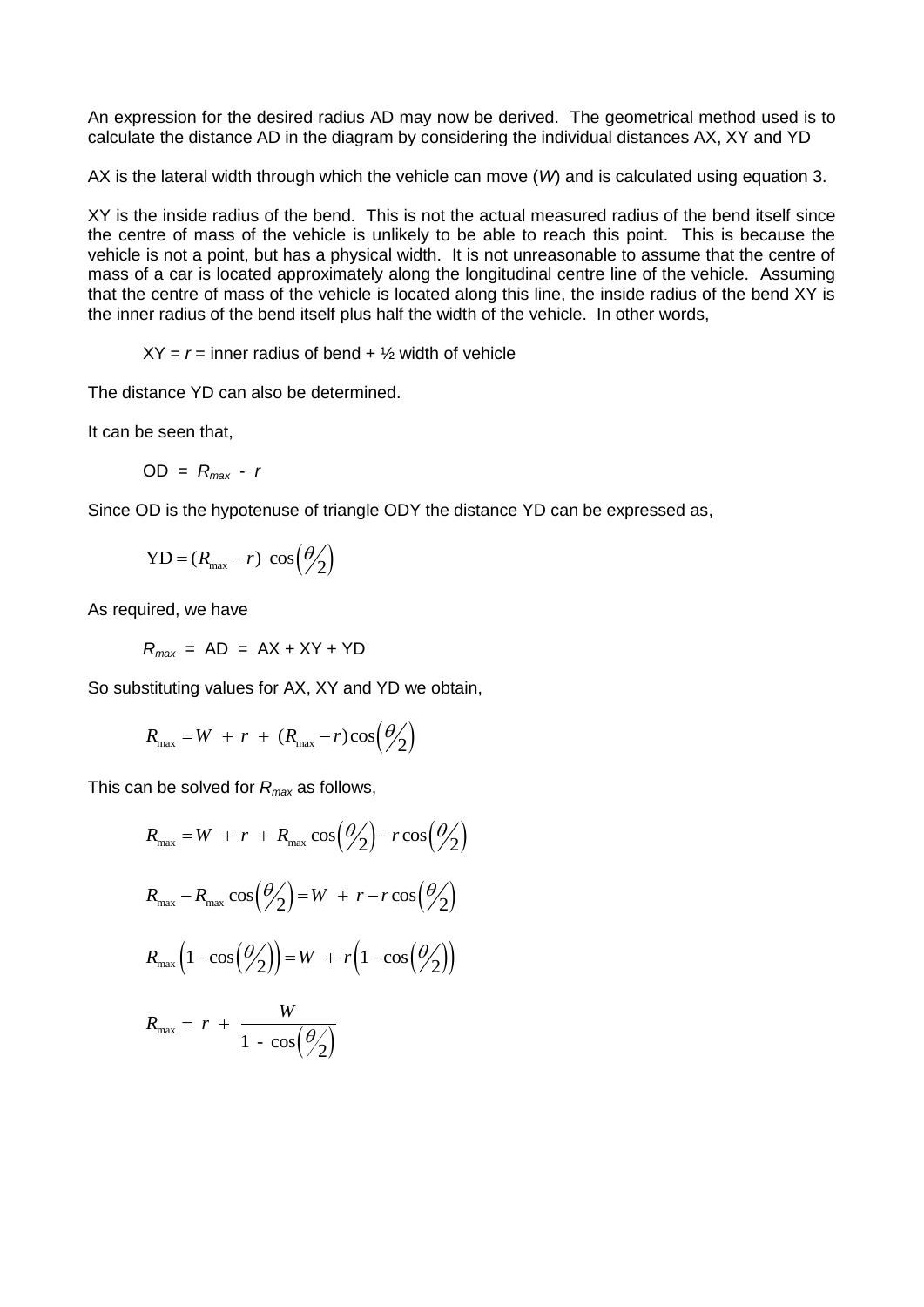An expression for the desired radius AD may now be derived. The geometrical method used is to calculate the distance AD in the diagram by considering the individual distances AX, XY and YD

AX is the lateral width through which the vehicle can move ($W$) and is calculated using equation 3.

XY is the inside radius of the bend. This is not the actual measured radius of the bend itself since the centre of mass of the vehicle is unlikely to be able to reach this point. This is because the vehicle is not a point, but has a physical width. It is not unreasonable to assume that the centre of mass of a car is located approximately along the longitudinal centre line of the vehicle. Assuming that the centre of mass of the vehicle is located along this line, the inside radius of the bend XY is the inner radius of the bend itself plus half the width of the vehicle. In other words,

XY = $r$ = inner radius of bend + ½ width of vehicle

The distance YD can also be determined.

It can be seen that,

$$\text{OD} = R_{max} - r$$

Since OD is the hypotenuse of triangle ODY the distance YD can be expressed as,

$$\text{YD} = (R_{\max} - r)\cos\left(\theta/2\right)$$

As required, we have

$$R_{max} = \text{AD} = \text{AX} + \text{XY} + \text{YD}$$

So substituting values for AX, XY and YD we obtain,

$$R_{\max} = W + r + (R_{\max} - r)\cos\left(\theta/2\right)$$

This can be solved for $R_{max}$ as follows,

$$R_{\max} = W + r + R_{\max}\cos\left(\theta/2\right) - r\cos\left(\theta/2\right)$$

$$R_{\max} - R_{\max}\cos\left(\theta/2\right) = W + r - r\cos\left(\theta/2\right)$$

$$R_{\max}\left(1 - \cos\left(\theta/2\right)\right) = W + r\left(1 - \cos\left(\theta/2\right)\right)$$

$$R_{\max} = r + \frac{W}{1 - \cos\left(\theta/2\right)}$$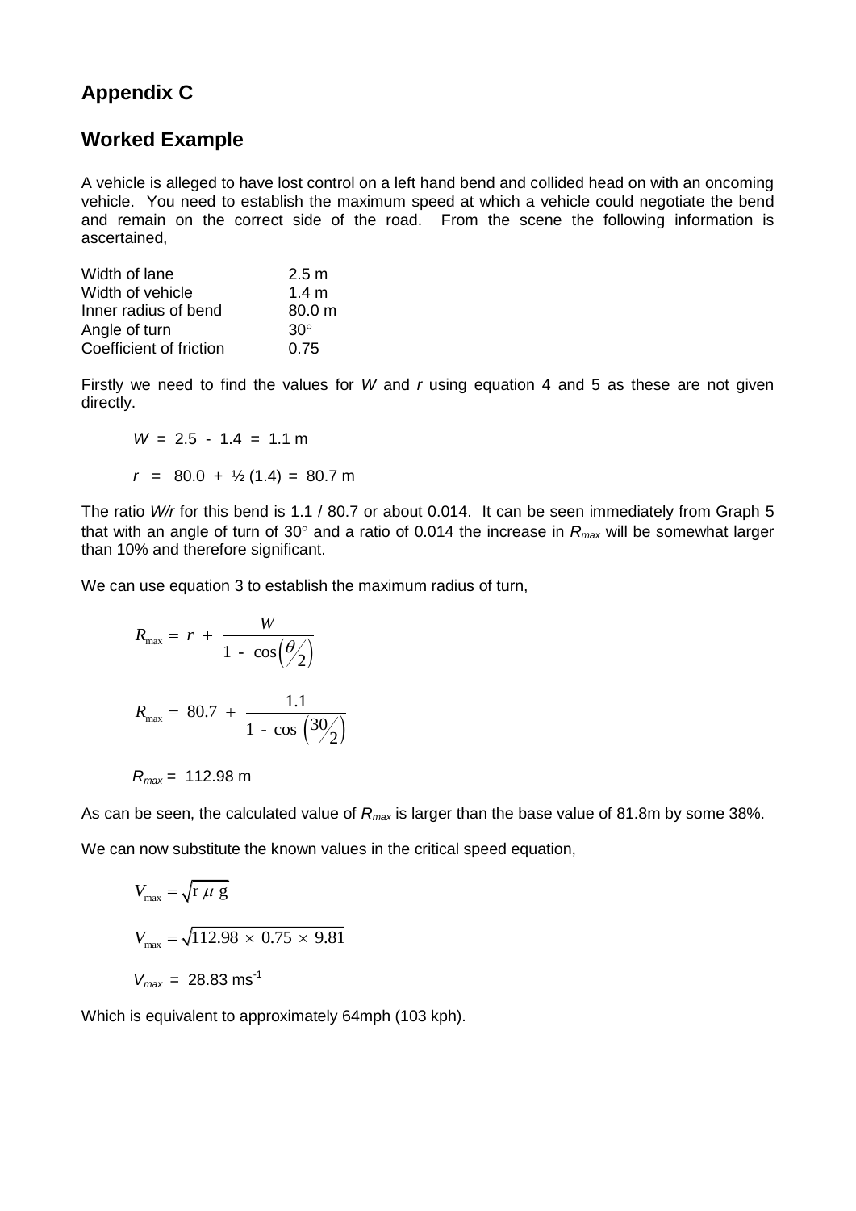## Appendix C

## Worked Example

A vehicle is alleged to have lost control on a left hand bend and collided head on with an oncoming vehicle. You need to establish the maximum speed at which a vehicle could negotiate the bend and remain on the correct side of the road. From the scene the following information is ascertained,

| | |
|---|---|
| Width of lane | 2.5 m |
| Width of vehicle | 1.4 m |
| Inner radius of bend | 80.0 m |
| Angle of turn | 30° |
| Coefficient of friction | 0.75 |

Firstly we need to find the values for $W$ and $r$ using equation 4 and 5 as these are not given directly.

$$W = 2.5 - 1.4 = 1.1 \text{ m}$$

$$r = 80.0 + \tfrac{1}{2}(1.4) = 80.7 \text{ m}$$

The ratio $W/r$ for this bend is 1.1 / 80.7 or about 0.014. It can be seen immediately from Graph 5 that with an angle of turn of 30° and a ratio of 0.014 the increase in $R_{max}$ will be somewhat larger than 10% and therefore significant.

We can use equation 3 to establish the maximum radius of turn,

$$R_{\max} = r + \frac{W}{1 - \cos\left(\theta/2\right)}$$

$$R_{\max} = 80.7 + \frac{1.1}{1 - \cos\left(30/2\right)}$$

$$R_{max} = 112.98 \text{ m}$$

As can be seen, the calculated value of $R_{max}$ is larger than the base value of 81.8m by some 38%.

We can now substitute the known values in the critical speed equation,

$$V_{\max} = \sqrt{\mathrm{r}\,\mu\,\mathrm{g}}$$

$$V_{\max} = \sqrt{112.98 \times 0.75 \times 9.81}$$

$$V_{max} = 28.83 \text{ ms}^{-1}$$

Which is equivalent to approximately 64mph (103 kph).